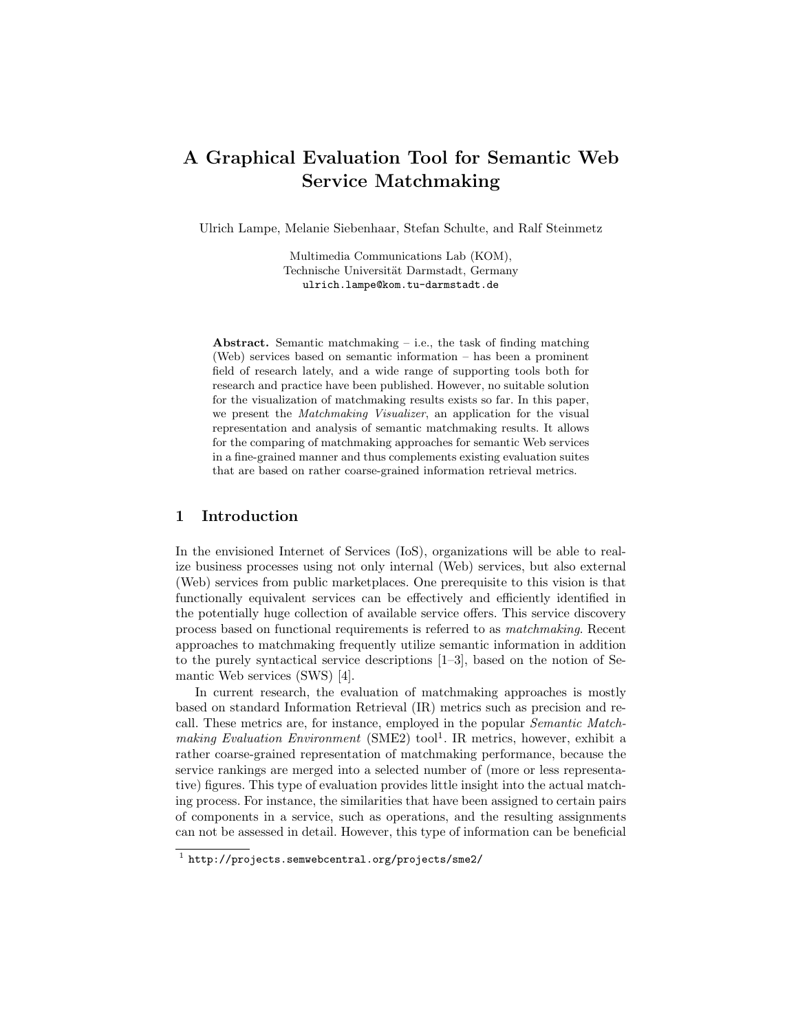# A Graphical Evaluation Tool for Semantic Web Service Matchmaking

Ulrich Lampe, Melanie Siebenhaar, Stefan Schulte, and Ralf Steinmetz

Multimedia Communications Lab (KOM),
Technische Universität Darmstadt, Germany
ulrich.lampe@kom.tu-darmstadt.de

**Abstract.** Semantic matchmaking – i.e., the task of finding matching (Web) services based on semantic information – has been a prominent field of research lately, and a wide range of supporting tools both for research and practice have been published. However, no suitable solution for the visualization of matchmaking results exists so far. In this paper, we present the *Matchmaking Visualizer*, an application for the visual representation and analysis of semantic matchmaking results. It allows for the comparing of matchmaking approaches for semantic Web services in a fine-grained manner and thus complements existing evaluation suites that are based on rather coarse-grained information retrieval metrics.

## 1 Introduction

In the envisioned Internet of Services (IoS), organizations will be able to realize business processes using not only internal (Web) services, but also external (Web) services from public marketplaces. One prerequisite to this vision is that functionally equivalent services can be effectively and efficiently identified in the potentially huge collection of available service offers. This service discovery process based on functional requirements is referred to as *matchmaking*. Recent approaches to matchmaking frequently utilize semantic information in addition to the purely syntactical service descriptions [1–3], based on the notion of Semantic Web services (SWS) [4].

In current research, the evaluation of matchmaking approaches is mostly based on standard Information Retrieval (IR) metrics such as precision and recall. These metrics are, for instance, employed in the popular *Semantic Matchmaking Evaluation Environment* (SME2) tool[1]. IR metrics, however, exhibit a rather coarse-grained representation of matchmaking performance, because the service rankings are merged into a selected number of (more or less representative) figures. This type of evaluation provides little insight into the actual matching process. For instance, the similarities that have been assigned to certain pairs of components in a service, such as operations, and the resulting assignments can not be assessed in detail. However, this type of information can be beneficial

[1] http://projects.semwebcentral.org/projects/sme2/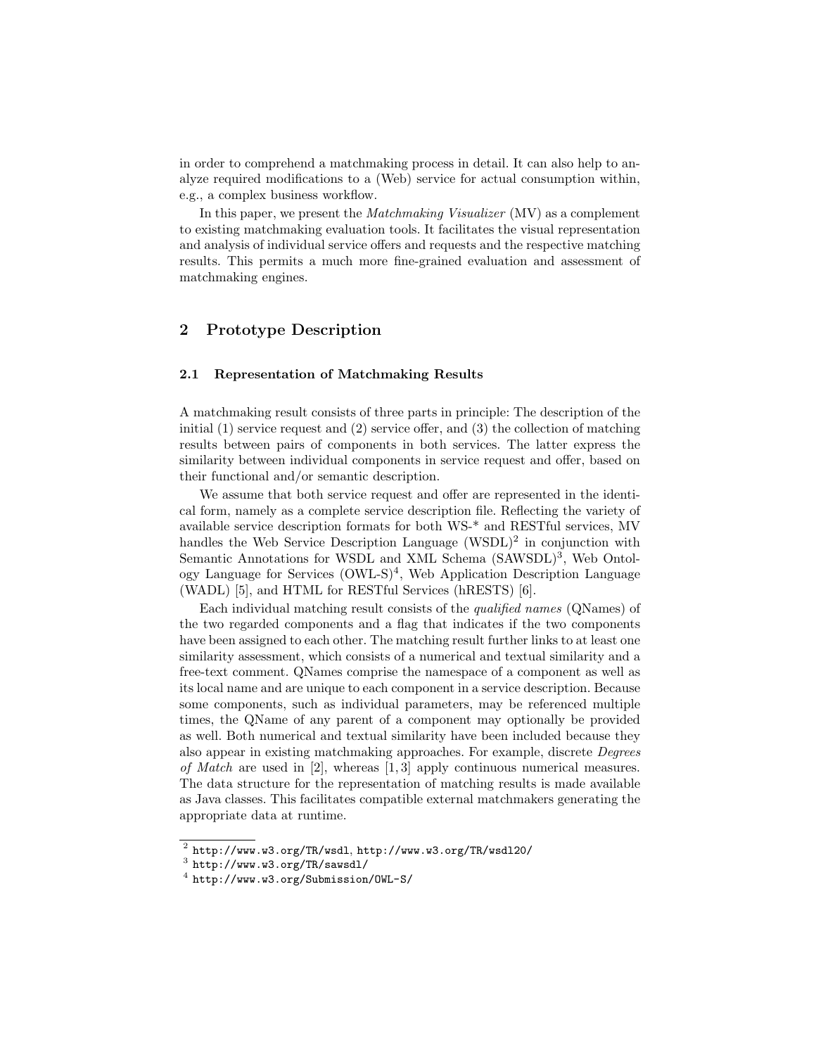in order to comprehend a matchmaking process in detail. It can also help to analyze required modifications to a (Web) service for actual consumption within, e.g., a complex business workflow.

In this paper, we present the *Matchmaking Visualizer* (MV) as a complement to existing matchmaking evaluation tools. It facilitates the visual representation and analysis of individual service offers and requests and the respective matching results. This permits a much more fine-grained evaluation and assessment of matchmaking engines.

## 2 Prototype Description

### 2.1 Representation of Matchmaking Results

A matchmaking result consists of three parts in principle: The description of the initial (1) service request and (2) service offer, and (3) the collection of matching results between pairs of components in both services. The latter express the similarity between individual components in service request and offer, based on their functional and/or semantic description.

We assume that both service request and offer are represented in the identical form, namely as a complete service description file. Reflecting the variety of available service description formats for both WS-* and RESTful services, MV handles the Web Service Description Language (WSDL)[2] in conjunction with Semantic Annotations for WSDL and XML Schema (SAWSDL)[3], Web Ontology Language for Services (OWL-S)[4], Web Application Description Language (WADL) [5], and HTML for RESTful Services (hRESTS) [6].

Each individual matching result consists of the *qualified names* (QNames) of the two regarded components and a flag that indicates if the two components have been assigned to each other. The matching result further links to at least one similarity assessment, which consists of a numerical and textual similarity and a free-text comment. QNames comprise the namespace of a component as well as its local name and are unique to each component in a service description. Because some components, such as individual parameters, may be referenced multiple times, the QName of any parent of a component may optionally be provided as well. Both numerical and textual similarity have been included because they also appear in existing matchmaking approaches. For example, discrete *Degrees of Match* are used in [2], whereas [1, 3] apply continuous numerical measures. The data structure for the representation of matching results is made available as Java classes. This facilitates compatible external matchmakers generating the appropriate data at runtime.

[2] `http://www.w3.org/TR/wsdl`, `http://www.w3.org/TR/wsdl20/`

[3] `http://www.w3.org/TR/sawsdl/`

[4] `http://www.w3.org/Submission/OWL-S/`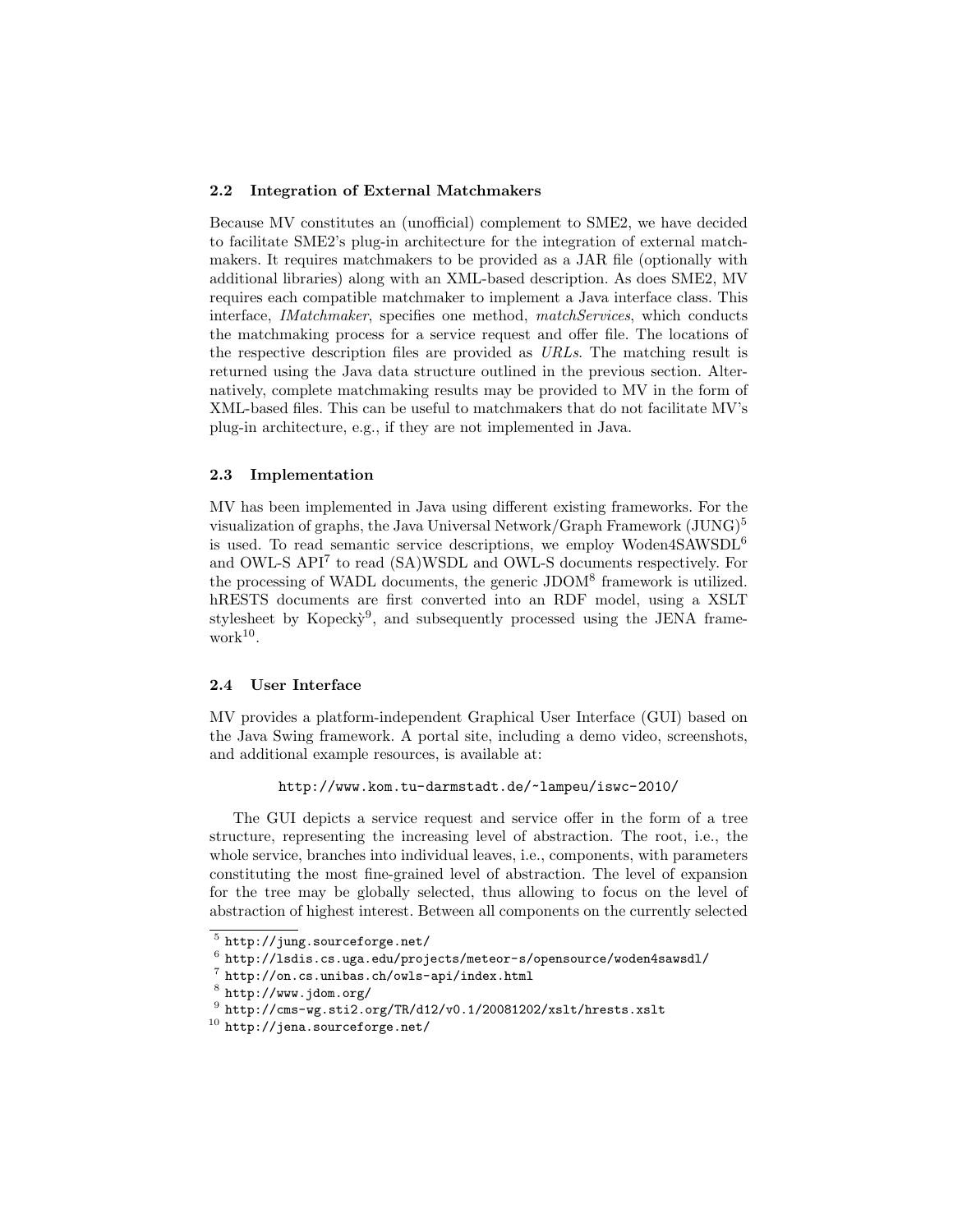### 2.2 Integration of External Matchmakers

Because MV constitutes an (unofficial) complement to SME2, we have decided to facilitate SME2's plug-in architecture for the integration of external matchmakers. It requires matchmakers to be provided as a JAR file (optionally with additional libraries) along with an XML-based description. As does SME2, MV requires each compatible matchmaker to implement a Java interface class. This interface, *IMatchmaker*, specifies one method, *matchServices*, which conducts the matchmaking process for a service request and offer file. The locations of the respective description files are provided as *URLs*. The matching result is returned using the Java data structure outlined in the previous section. Alternatively, complete matchmaking results may be provided to MV in the form of XML-based files. This can be useful to matchmakers that do not facilitate MV's plug-in architecture, e.g., if they are not implemented in Java.

### 2.3 Implementation

MV has been implemented in Java using different existing frameworks. For the visualization of graphs, the Java Universal Network/Graph Framework (JUNG)[5] is used. To read semantic service descriptions, we employ Woden4SAWSDL[6] and OWL-S API[7] to read (SA)WSDL and OWL-S documents respectively. For the processing of WADL documents, the generic JDOM[8] framework is utilized. hRESTS documents are first converted into an RDF model, using a XSLT stylesheet by Kopecký[9], and subsequently processed using the JENA framework[10].

### 2.4 User Interface

MV provides a platform-independent Graphical User Interface (GUI) based on the Java Swing framework. A portal site, including a demo video, screenshots, and additional example resources, is available at:

http://www.kom.tu-darmstadt.de/~lampeu/iswc-2010/

The GUI depicts a service request and service offer in the form of a tree structure, representing the increasing level of abstraction. The root, i.e., the whole service, branches into individual leaves, i.e., components, with parameters constituting the most fine-grained level of abstraction. The level of expansion for the tree may be globally selected, thus allowing to focus on the level of abstraction of highest interest. Between all components on the currently selected

---

[5] http://jung.sourceforge.net/

[6] http://lsdis.cs.uga.edu/projects/meteor-s/opensource/woden4sawsdl/

[7] http://on.cs.unibas.ch/owls-api/index.html

[8] http://www.jdom.org/

[9] http://cms-wg.sti2.org/TR/d12/v0.1/20081202/xslt/hrests.xslt

[10] http://jena.sourceforge.net/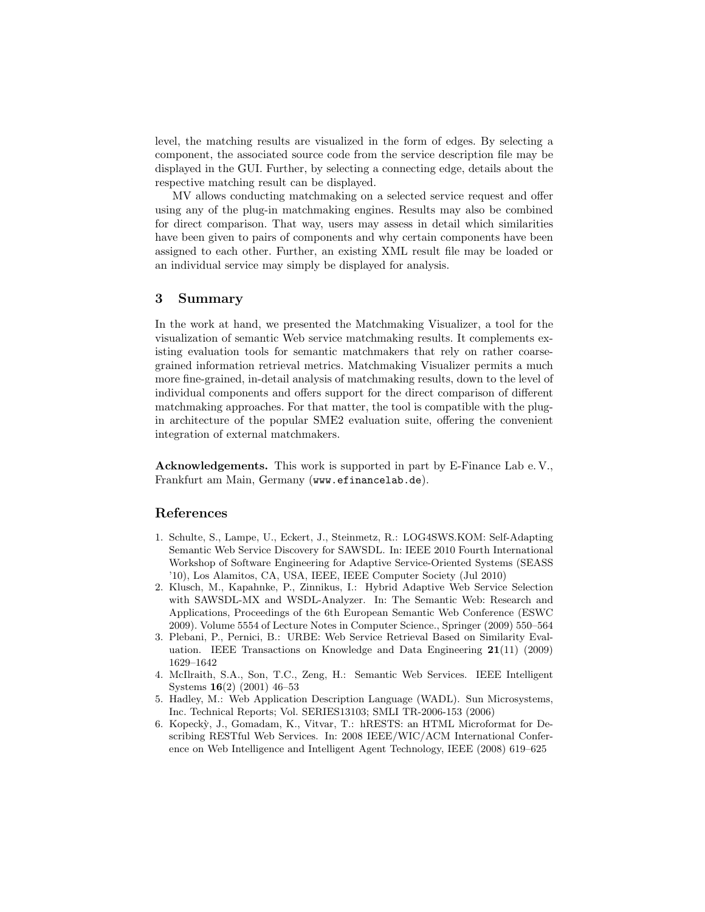level, the matching results are visualized in the form of edges. By selecting a component, the associated source code from the service description file may be displayed in the GUI. Further, by selecting a connecting edge, details about the respective matching result can be displayed.

MV allows conducting matchmaking on a selected service request and offer using any of the plug-in matchmaking engines. Results may also be combined for direct comparison. That way, users may assess in detail which similarities have been given to pairs of components and why certain components have been assigned to each other. Further, an existing XML result file may be loaded or an individual service may simply be displayed for analysis.

## 3 Summary

In the work at hand, we presented the Matchmaking Visualizer, a tool for the visualization of semantic Web service matchmaking results. It complements existing evaluation tools for semantic matchmakers that rely on rather coarse-grained information retrieval metrics. Matchmaking Visualizer permits a much more fine-grained, in-detail analysis of matchmaking results, down to the level of individual components and offers support for the direct comparison of different matchmaking approaches. For that matter, the tool is compatible with the plug-in architecture of the popular SME2 evaluation suite, offering the convenient integration of external matchmakers.

**Acknowledgements.** This work is supported in part by E-Finance Lab e. V., Frankfurt am Main, Germany (`www.efinancelab.de`).

## References

1. Schulte, S., Lampe, U., Eckert, J., Steinmetz, R.: LOG4SWS.KOM: Self-Adapting Semantic Web Service Discovery for SAWSDL. In: IEEE 2010 Fourth International Workshop of Software Engineering for Adaptive Service-Oriented Systems (SEASS '10), Los Alamitos, CA, USA, IEEE, IEEE Computer Society (Jul 2010)
2. Klusch, M., Kapahnke, P., Zinnikus, I.: Hybrid Adaptive Web Service Selection with SAWSDL-MX and WSDL-Analyzer. In: The Semantic Web: Research and Applications, Proceedings of the 6th European Semantic Web Conference (ESWC 2009). Volume 5554 of Lecture Notes in Computer Science., Springer (2009) 550–564
3. Plebani, P., Pernici, B.: URBE: Web Service Retrieval Based on Similarity Evaluation. IEEE Transactions on Knowledge and Data Engineering **21**(11) (2009) 1629–1642
4. McIlraith, S.A., Son, T.C., Zeng, H.: Semantic Web Services. IEEE Intelligent Systems **16**(2) (2001) 46–53
5. Hadley, M.: Web Application Description Language (WADL). Sun Microsystems, Inc. Technical Reports; Vol. SERIES13103; SMLI TR-2006-153 (2006)
6. Kopecký, J., Gomadam, K., Vitvar, T.: hRESTS: an HTML Microformat for Describing RESTful Web Services. In: 2008 IEEE/WIC/ACM International Conference on Web Intelligence and Intelligent Agent Technology, IEEE (2008) 619–625